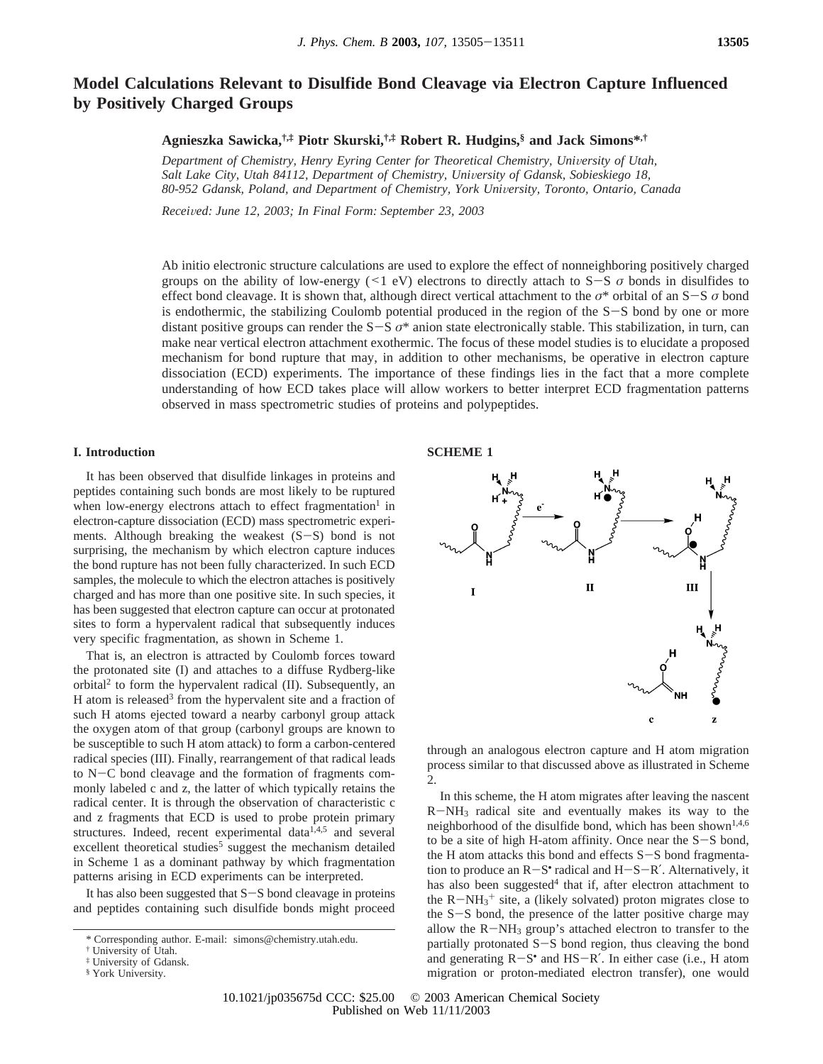# Model Calculations Relevant to Disulfide Bond Cleavage via Electron Capture Influenced by Positively Charged Groups

**Agnieszka Sawicka,[†,‡] Piotr Skurski,[†,‡] Robert R. Hudgins,[§] and Jack Simons*,[†]**

*Department of Chemistry, Henry Eyring Center for Theoretical Chemistry, University of Utah, Salt Lake City, Utah 84112, Department of Chemistry, University of Gdansk, Sobieskiego 18, 80-952 Gdansk, Poland, and Department of Chemistry, York University, Toronto, Ontario, Canada*

*Received: June 12, 2003; In Final Form: September 23, 2003*

Ab initio electronic structure calculations are used to explore the effect of nonneighboring positively charged groups on the ability of low-energy (<1 eV) electrons to directly attach to S−S $\sigma$ bonds in disulfides to effect bond cleavage. It is shown that, although direct vertical attachment to the $\sigma$* orbital of an S−S $\sigma$ bond is endothermic, the stabilizing Coulomb potential produced in the region of the S−S bond by one or more distant positive groups can render the S−S $\sigma$* anion state electronically stable. This stabilization, in turn, can make near vertical electron attachment exothermic. The focus of these model studies is to elucidate a proposed mechanism for bond rupture that may, in addition to other mechanisms, be operative in electron capture dissociation (ECD) experiments. The importance of these findings lies in the fact that a more complete understanding of how ECD takes place will allow workers to better interpret ECD fragmentation patterns observed in mass spectrometric studies of proteins and polypeptides.

## I. Introduction

It has been observed that disulfide linkages in proteins and peptides containing such bonds are most likely to be ruptured when low-energy electrons attach to effect fragmentation[1] in electron-capture dissociation (ECD) mass spectrometric experiments. Although breaking the weakest (S−S) bond is not surprising, the mechanism by which electron capture induces the bond rupture has not been fully characterized. In such ECD samples, the molecule to which the electron attaches is positively charged and has more than one positive site. In such species, it has been suggested that electron capture can occur at protonated sites to form a hypervalent radical that subsequently induces very specific fragmentation, as shown in Scheme 1.

**SCHEME 1**

That is, an electron is attracted by Coulomb forces toward the protonated site (I) and attaches to a diffuse Rydberg-like orbital[2] to form the hypervalent radical (II). Subsequently, an H atom is released[3] from the hypervalent site and a fraction of such H atoms ejected toward a nearby carbonyl group attack the oxygen atom of that group (carbonyl groups are known to be susceptible to such H atom attack) to form a carbon-centered radical species (III). Finally, rearrangement of that radical leads to N−C bond cleavage and the formation of fragments commonly labeled c and z, the latter of which typically retains the radical center. It is through the observation of characteristic c and z fragments that ECD is used to probe protein primary structures. Indeed, recent experimental data[1,4,5] and several excellent theoretical studies[5] suggest the mechanism detailed in Scheme 1 as a dominant pathway by which fragmentation patterns arising in ECD experiments can be interpreted.

It has also been suggested that S−S bond cleavage in proteins and peptides containing such disulfide bonds might proceed through an analogous electron capture and H atom migration process similar to that discussed above as illustrated in Scheme 2.

In this scheme, the H atom migrates after leaving the nascent $R-NH_3$ radical site and eventually makes its way to the neighborhood of the disulfide bond, which has been shown[1,4,6] to be a site of high H-atom affinity. Once near the S−S bond, the H atom attacks this bond and effects S−S bond fragmentation to produce an R−S• radical and H−S−R′. Alternatively, it has also been suggested[4] that if, after electron attachment to the $R-NH_3^+$ site, a (likely solvated) proton migrates close to the S−S bond, the presence of the latter positive charge may allow the $R-NH_3$ group's attached electron to transfer to the partially protonated S−S bond region, thus cleaving the bond and generating R−S• and HS−R′. In either case (i.e., H atom migration or proton-mediated electron transfer), one would

* Corresponding author. E-mail: simons@chemistry.utah.edu.
† University of Utah.
‡ University of Gdansk.
§ York University.

10.1021/jp035675d CCC: $25.00 © 2003 American Chemical Society
Published on Web 11/11/2003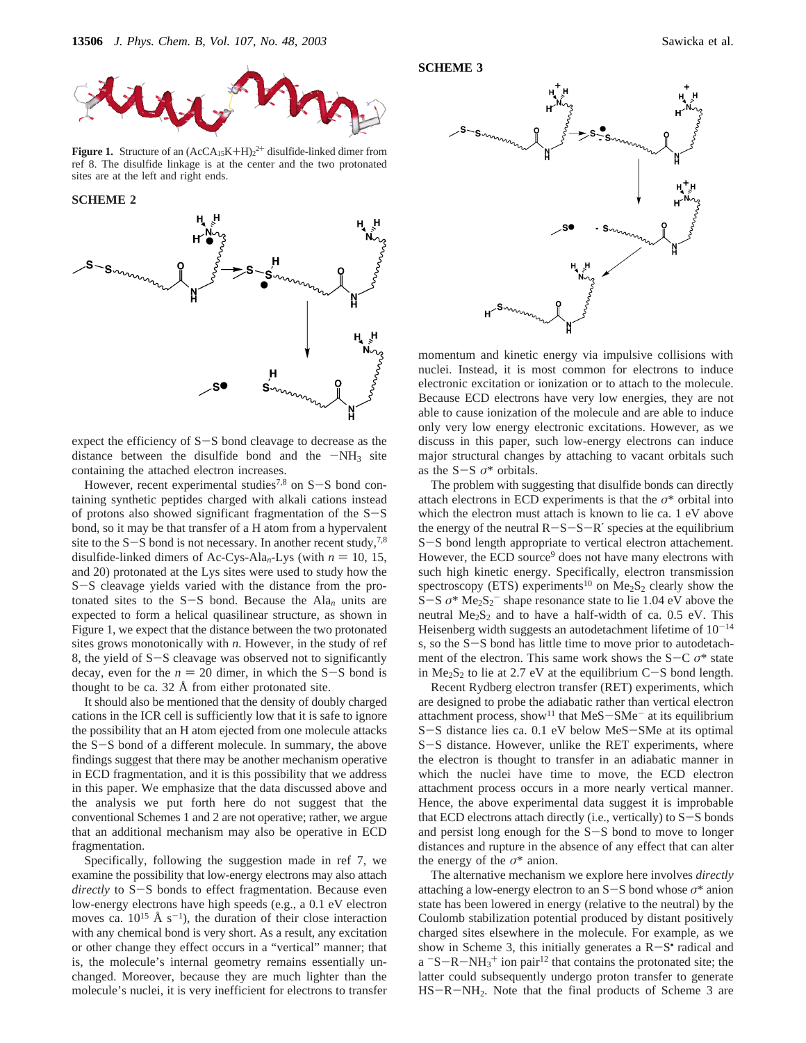**Figure 1.** Structure of an $(AcCA_{15}K+H)_2^{2+}$ disulfide-linked dimer from ref 8. The disulfide linkage is at the center and the two protonated sites are at the left and right ends.

**SCHEME 2**

expect the efficiency of S−S bond cleavage to decrease as the distance between the disulfide bond and the $-NH_3$ site containing the attached electron increases.

However, recent experimental studies[7,8] on S−S bond containing synthetic peptides charged with alkali cations instead of protons also showed significant fragmentation of the S−S bond, so it may be that transfer of a H atom from a hypervalent site to the S−S bond is not necessary. In another recent study,[7,8] disulfide-linked dimers of Ac-Cys-Ala$_n$-Lys (with $n$ = 10, 15, and 20) protonated at the Lys sites were used to study how the S−S cleavage yields varied with the distance from the protonated sites to the S−S bond. Because the Ala$_n$ units are expected to form a helical quasilinear structure, as shown in Figure 1, we expect that the distance between the two protonated sites grows monotonically with $n$. However, in the study of ref 8, the yield of S−S cleavage was observed not to significantly decay, even for the $n$ = 20 dimer, in which the S−S bond is thought to be ca. 32 Å from either protonated site.

It should also be mentioned that the density of doubly charged cations in the ICR cell is sufficiently low that it is safe to ignore the possibility that an H atom ejected from one molecule attacks the S−S bond of a different molecule. In summary, the above findings suggest that there may be another mechanism operative in ECD fragmentation, and it is this possibility that we address in this paper. We emphasize that the data discussed above and the analysis we put forth here do not suggest that the conventional Schemes 1 and 2 are not operative; rather, we argue that an additional mechanism may also be operative in ECD fragmentation.

Specifically, following the suggestion made in ref 7, we examine the possibility that low-energy electrons may also attach *directly* to S−S bonds to effect fragmentation. Because even low-energy electrons have high speeds (e.g., a 0.1 eV electron moves ca. $10^{15}$ Å s$^{-1}$), the duration of their close interaction with any chemical bond is very short. As a result, any excitation or other change they effect occurs in a "vertical" manner; that is, the molecule's internal geometry remains essentially unchanged. Moreover, because they are much lighter than the molecule's nuclei, it is very inefficient for electrons to transfer momentum and kinetic energy via impulsive collisions with nuclei. Instead, it is most common for electrons to induce electronic excitation or ionization or to attach to the molecule. Because ECD electrons have very low energies, they are not able to cause ionization of the molecule and are able to induce only very low energy electronic excitations. However, as we discuss in this paper, such low-energy electrons can induce major structural changes by attaching to vacant orbitals such as the S−S σ* orbitals.

**SCHEME 3**

The problem with suggesting that disulfide bonds can directly attach electrons in ECD experiments is that the σ* orbital into which the electron must attach is known to lie ca. 1 eV above the energy of the neutral R−S−S−R′ species at the equilibrium S−S bond length appropriate to vertical electron attachement. However, the ECD source[9] does not have many electrons with such high kinetic energy. Specifically, electron transmission spectroscopy (ETS) experiments[10] on $Me_2S_2$ clearly show the S−S σ* $Me_2S_2^-$ shape resonance state to lie 1.04 eV above the neutral $Me_2S_2$ and to have a half-width of ca. 0.5 eV. This Heisenberg width suggests an autodetachment lifetime of $10^{-14}$ s, so the S−S bond has little time to move prior to autodetachment of the electron. This same work shows the S−C σ* state in $Me_2S_2$ to lie at 2.7 eV at the equilibrium C−S bond length.

Recent Rydberg electron transfer (RET) experiments, which are designed to probe the adiabatic rather than vertical electron attachment process, show[11] that MeS−SMe$^-$ at its equilibrium S−S distance lies ca. 0.1 eV below MeS−SMe at its optimal S−S distance. However, unlike the RET experiments, where the electron is thought to transfer in an adiabatic manner in which the nuclei have time to move, the ECD electron attachment process occurs in a more nearly vertical manner. Hence, the above experimental data suggest it is improbable that ECD electrons attach directly (i.e., vertically) to S−S bonds and persist long enough for the S−S bond to move to longer distances and rupture in the absence of any effect that can alter the energy of the σ* anion.

The alternative mechanism we explore here involves *directly* attaching a low-energy electron to an S−S bond whose σ* anion state has been lowered in energy (relative to the neutral) by the Coulomb stabilization potential produced by distant positively charged sites elsewhere in the molecule. For example, as we show in Scheme 3, this initially generates a R−S$^\bullet$ radical and a $^-$S−R−$NH_3^+$ ion pair[12] that contains the protonated site; the latter could subsequently undergo proton transfer to generate HS−R−$NH_2$. Note that the final products of Scheme 3 are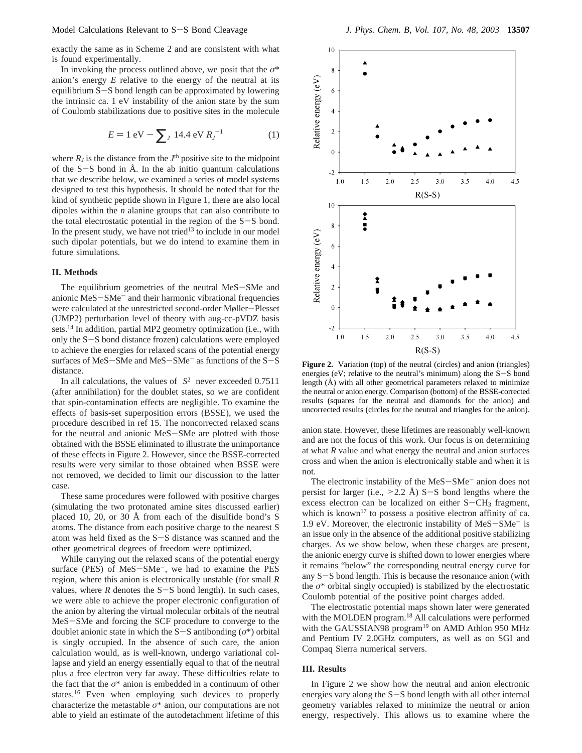exactly the same as in Scheme 2 and are consistent with what is found experimentally.

In invoking the process outlined above, we posit that the $\sigma^*$ anion's energy $E$ relative to the energy of the neutral at its equilibrium S−S bond length can be approximated by lowering the intrinsic ca. 1 eV instability of the anion state by the sum of Coulomb stabilizations due to positive sites in the molecule

$$E = 1 \text{ eV} - \sum_J 14.4 \text{ eV } R_J^{-1} \qquad (1)$$

where $R_J$ is the distance from the $J^{\text{th}}$ positive site to the midpoint of the S−S bond in Å. In the ab initio quantum calculations that we describe below, we examined a series of model systems designed to test this hypothesis. It should be noted that for the kind of synthetic peptide shown in Figure 1, there are also local dipoles within the $n$ alanine groups that can also contribute to the total electrostatic potential in the region of the S−S bond. In the present study, we have not tried[13] to include in our model such dipolar potentials, but we do intend to examine them in future simulations.

## II. Methods

The equilibrium geometries of the neutral MeS−SMe and anionic MeS−SMe⁻ and their harmonic vibrational frequencies were calculated at the unrestricted second-order Møller−Plesset (UMP2) perturbation level of theory with aug-cc-pVDZ basis sets.[14] In addition, partial MP2 geometry optimization (i.e., with only the S−S bond distance frozen) calculations were employed to achieve the energies for relaxed scans of the potential energy surfaces of MeS−SMe and MeS−SMe⁻ as functions of the S−S distance.

In all calculations, the values of $\langle S^2 \rangle$ never exceeded 0.7511 (after annihilation) for the doublet states, so we are confident that spin-contamination effects are negligible. To examine the effects of basis-set superposition errors (BSSE), we used the procedure described in ref 15. The noncorrected relaxed scans for the neutral and anionic MeS−SMe are plotted with those obtained with the BSSE eliminated to illustrate the unimportance of these effects in Figure 2. However, since the BSSE-corrected results were very similar to those obtained when BSSE were not removed, we decided to limit our discussion to the latter case.

These same procedures were followed with positive charges (simulating the two protonated amine sites discussed earlier) placed 10, 20, or 30 Å from each of the disulfide bond's S atoms. The distance from each positive charge to the nearest S atom was held fixed as the S−S distance was scanned and the other geometrical degrees of freedom were optimized.

While carrying out the relaxed scans of the potential energy surface (PES) of MeS−SMe⁻, we had to examine the PES region, where this anion is electronically unstable (for small $R$ values, where $R$ denotes the S−S bond length). In such cases, we were able to achieve the proper electronic configuration of the anion by altering the virtual molecular orbitals of the neutral MeS−SMe and forcing the SCF procedure to converge to the doublet anionic state in which the S−S antibonding ($\sigma^*$) orbital is singly occupied. In the absence of such care, the anion calculation would, as is well-known, undergo variational collapse and yield an energy essentially equal to that of the neutral plus a free electron very far away. These difficulties relate to the fact that the $\sigma^*$ anion is embedded in a continuum of other states.[16] Even when employing such devices to properly characterize the metastable $\sigma^*$ anion, our computations are not able to yield an estimate of the autodetachment lifetime of this anion state. However, these lifetimes are reasonably well-known and are not the focus of this work. Our focus is on determining at what $R$ value and what energy the neutral and anion surfaces cross and when the anion is electronically stable and when it is not.

**Figure 2.** Variation (top) of the neutral (circles) and anion (triangles) energies (eV; relative to the neutral's minimum) along the S−S bond length (Å) with all other geometrical parameters relaxed to minimize the neutral or anion energy. Comparison (bottom) of the BSSE-corrected results (squares for the neutral and diamonds for the anion) and uncorrected results (circles for the neutral and triangles for the anion).

The electronic instability of the MeS−SMe⁻ anion does not persist for larger (i.e., >2.2 Å) S−S bond lengths where the excess electron can be localized on either S−$CH_3$ fragment, which is known[17] to possess a positive electron affinity of ca. 1.9 eV. Moreover, the electronic instability of MeS−SMe⁻ is an issue only in the absence of the additional positive stabilizing charges. As we show below, when these charges are present, the anionic energy curve is shifted down to lower energies where it remains "below" the corresponding neutral energy curve for any S−S bond length. This is because the resonance anion (with the $\sigma^*$ orbital singly occupied) is stabilized by the electrostatic Coulomb potential of the positive point charges added.

The electrostatic potential maps shown later were generated with the MOLDEN program.[18] All calculations were performed with the GAUSSIAN98 program[19] on AMD Athlon 950 MHz and Pentium IV 2.0GHz computers, as well as on SGI and Compaq Sierra numerical servers.

## III. Results

In Figure 2 we show how the neutral and anion electronic energies vary along the S−S bond length with all other internal geometry variables relaxed to minimize the neutral or anion energy, respectively. This allows us to examine where the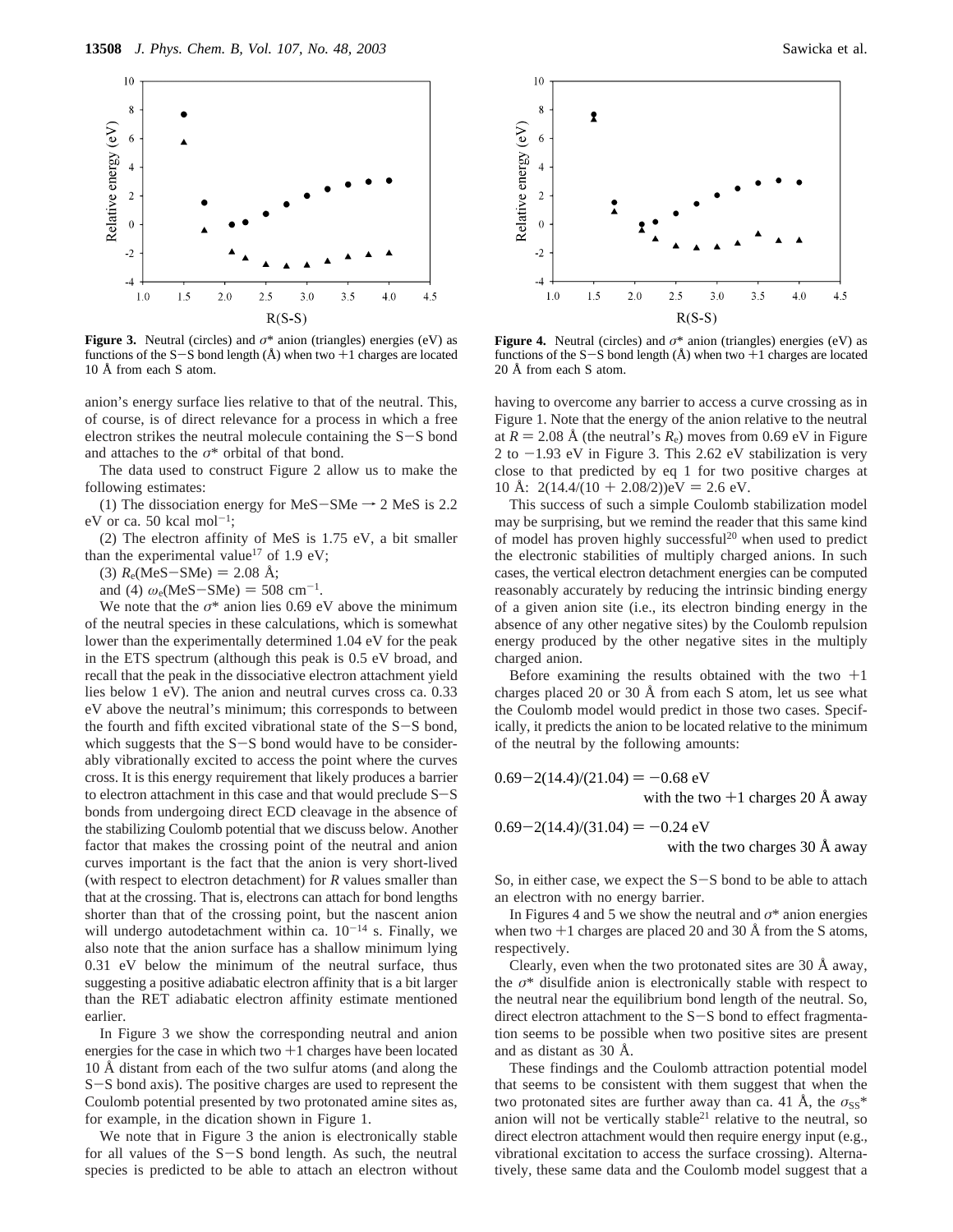**Figure 3.** Neutral (circles) and $\sigma^*$ anion (triangles) energies (eV) as functions of the S−S bond length (Å) when two +1 charges are located 10 Å from each S atom.

**Figure 4.** Neutral (circles) and $\sigma^*$ anion (triangles) energies (eV) as functions of the S−S bond length (Å) when two +1 charges are located 20 Å from each S atom.

anion's energy surface lies relative to that of the neutral. This, of course, is of direct relevance for a process in which a free electron strikes the neutral molecule containing the S−S bond and attaches to the $\sigma^*$ orbital of that bond.

The data used to construct Figure 2 allow us to make the following estimates:

(1) The dissociation energy for MeS−SMe → 2 MeS is 2.2 eV or ca. 50 kcal mol$^{-1}$;

(2) The electron affinity of MeS is 1.75 eV, a bit smaller than the experimental value[17] of 1.9 eV;

(3) $R_e$(MeS−SMe) = 2.08 Å;

and (4) $\omega_e$(MeS−SMe) = 508 cm$^{-1}$.

We note that the $\sigma^*$ anion lies 0.69 eV above the minimum of the neutral species in these calculations, which is somewhat lower than the experimentally determined 1.04 eV for the peak in the ETS spectrum (although this peak is 0.5 eV broad, and recall that the peak in the dissociative electron attachment yield lies below 1 eV). The anion and neutral curves cross ca. 0.33 eV above the neutral's minimum; this corresponds to between the fourth and fifth excited vibrational state of the S−S bond, which suggests that the S−S bond would have to be considerably vibrationally excited to access the point where the curves cross. It is this energy requirement that likely produces a barrier to electron attachment in this case and that would preclude S−S bonds from undergoing direct ECD cleavage in the absence of the stabilizing Coulomb potential that we discuss below. Another factor that makes the crossing point of the neutral and anion curves important is the fact that the anion is very short-lived (with respect to electron detachment) for $R$ values smaller than that at the crossing. That is, electrons can attach for bond lengths shorter than that of the crossing point, but the nascent anion will undergo autodetachment within ca. $10^{-14}$ s. Finally, we also note that the anion surface has a shallow minimum lying 0.31 eV below the minimum of the neutral surface, thus suggesting a positive adiabatic electron affinity that is a bit larger than the RET adiabatic electron affinity estimate mentioned earlier.

In Figure 3 we show the corresponding neutral and anion energies for the case in which two +1 charges have been located 10 Å distant from each of the two sulfur atoms (and along the S−S bond axis). The positive charges are used to represent the Coulomb potential presented by two protonated amine sites as, for example, in the dication shown in Figure 1.

We note that in Figure 3 the anion is electronically stable for all values of the S−S bond length. As such, the neutral species is predicted to be able to attach an electron without having to overcome any barrier to access a curve crossing as in Figure 1. Note that the energy of the anion relative to the neutral at $R$ = 2.08 Å (the neutral's $R_e$) moves from 0.69 eV in Figure 2 to −1.93 eV in Figure 3. This 2.62 eV stabilization is very close to that predicted by eq 1 for two positive charges at 10 Å: $2(14.4/(10 + 2.08/2))$eV = 2.6 eV.

This success of such a simple Coulomb stabilization model may be surprising, but we remind the reader that this same kind of model has proven highly successful[20] when used to predict the electronic stabilities of multiply charged anions. In such cases, the vertical electron detachment energies can be computed reasonably accurately by reducing the intrinsic binding energy of a given anion site (i.e., its electron binding energy in the absence of any other negative sites) by the Coulomb repulsion energy produced by the other negative sites in the multiply charged anion.

Before examining the results obtained with the two +1 charges placed 20 or 30 Å from each S atom, let us see what the Coulomb model would predict in those two cases. Specifically, it predicts the anion to be located relative to the minimum of the neutral by the following amounts:

$$0.69-2(14.4)/(21.04) = -0.68 \text{ eV} \quad \text{with the two +1 charges 20 Å away}$$

$$0.69-2(14.4)/(31.04) = -0.24 \text{ eV} \quad \text{with the two charges 30 Å away}$$

So, in either case, we expect the S−S bond to be able to attach an electron with no energy barrier.

In Figures 4 and 5 we show the neutral and $\sigma^*$ anion energies when two +1 charges are placed 20 and 30 Å from the S atoms, respectively.

Clearly, even when the two protonated sites are 30 Å away, the $\sigma^*$ disulfide anion is electronically stable with respect to the neutral near the equilibrium bond length of the neutral. So, direct electron attachment to the S−S bond to effect fragmentation seems to be possible when two positive sites are present and as distant as 30 Å.

These findings and the Coulomb attraction potential model that seems to be consistent with them suggest that when the two protonated sites are further away than ca. 41 Å, the $\sigma_{SS}^*$ anion will not be vertically stable[21] relative to the neutral, so direct electron attachment would then require energy input (e.g., vibrational excitation to access the surface crossing). Alternatively, these same data and the Coulomb model suggest that a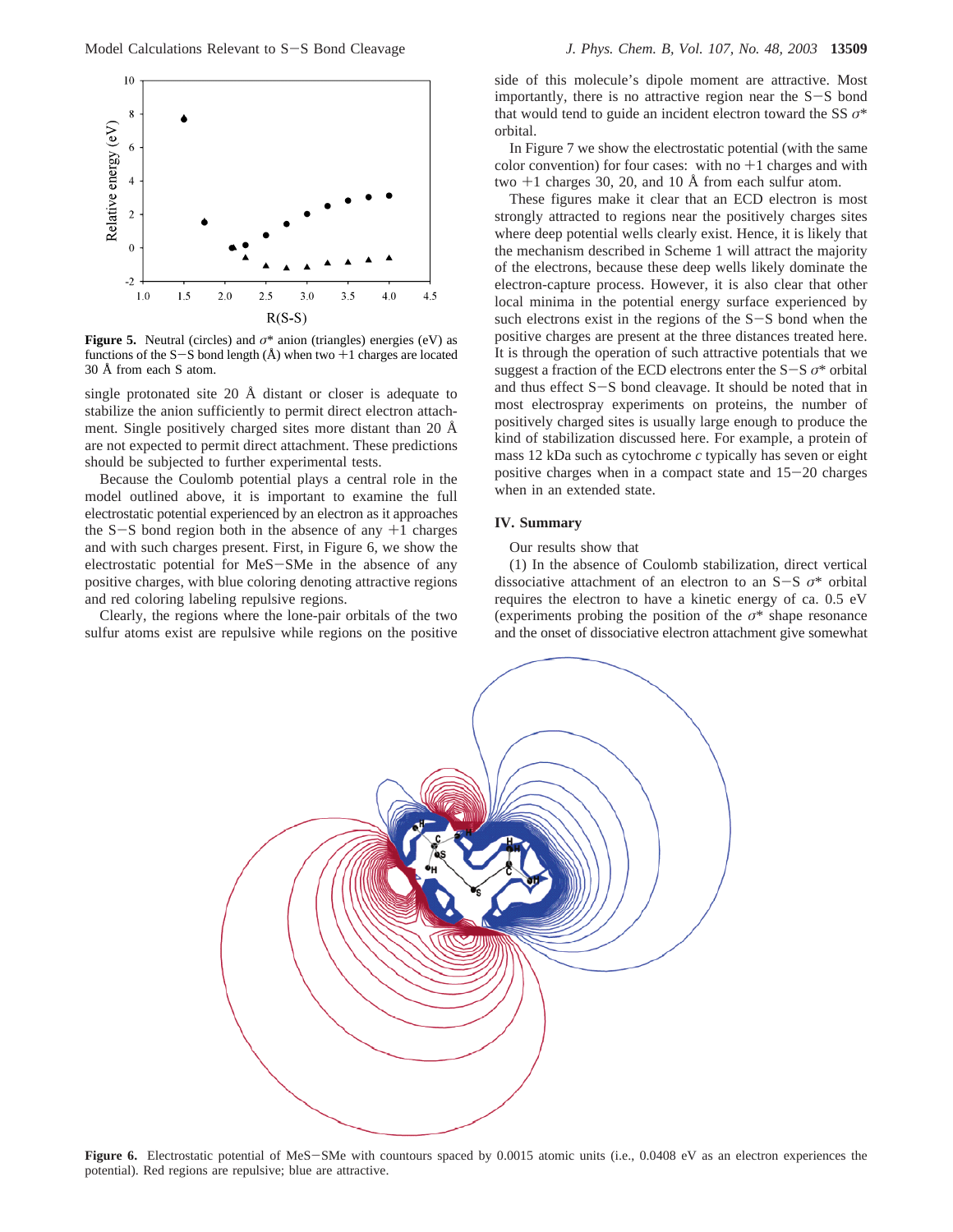Figure 5. Neutral (circles) and σ* anion (triangles) energies (eV) as functions of the S−S bond length (Å) when two +1 charges are located 30 Å from each S atom.

single protonated site 20 Å distant or closer is adequate to stabilize the anion sufficiently to permit direct electron attachment. Single positively charged sites more distant than 20 Å are not expected to permit direct attachment. These predictions should be subjected to further experimental tests.

Because the Coulomb potential plays a central role in the model outlined above, it is important to examine the full electrostatic potential experienced by an electron as it approaches the S−S bond region both in the absence of any +1 charges and with such charges present. First, in Figure 6, we show the electrostatic potential for MeS−SMe in the absence of any positive charges, with blue coloring denoting attractive regions and red coloring labeling repulsive regions.

Clearly, the regions where the lone-pair orbitals of the two sulfur atoms exist are repulsive while regions on the positive side of this molecule's dipole moment are attractive. Most importantly, there is no attractive region near the S−S bond that would tend to guide an incident electron toward the SS σ* orbital.

In Figure 7 we show the electrostatic potential (with the same color convention) for four cases: with no +1 charges and with two +1 charges 30, 20, and 10 Å from each sulfur atom.

These figures make it clear that an ECD electron is most strongly attracted to regions near the positively charges sites where deep potential wells clearly exist. Hence, it is likely that the mechanism described in Scheme 1 will attract the majority of the electrons, because these deep wells likely dominate the electron-capture process. However, it is also clear that other local minima in the potential energy surface experienced by such electrons exist in the regions of the S−S bond when the positive charges are present at the three distances treated here. It is through the operation of such attractive potentials that we suggest a fraction of the ECD electrons enter the S−S σ* orbital and thus effect S−S bond cleavage. It should be noted that in most electrospray experiments on proteins, the number of positively charged sites is usually large enough to produce the kind of stabilization discussed here. For example, a protein of mass 12 kDa such as cytochrome *c* typically has seven or eight positive charges when in a compact state and 15−20 charges when in an extended state.

## IV. Summary

Our results show that

(1) In the absence of Coulomb stabilization, direct vertical dissociative attachment of an electron to an S−S σ* orbital requires the electron to have a kinetic energy of ca. 0.5 eV (experiments probing the position of the σ* shape resonance and the onset of dissociative electron attachment give somewhat

Figure 6. Electrostatic potential of MeS−SMe with countours spaced by 0.0015 atomic units (i.e., 0.0408 eV as an electron experiences the potential). Red regions are repulsive; blue are attractive.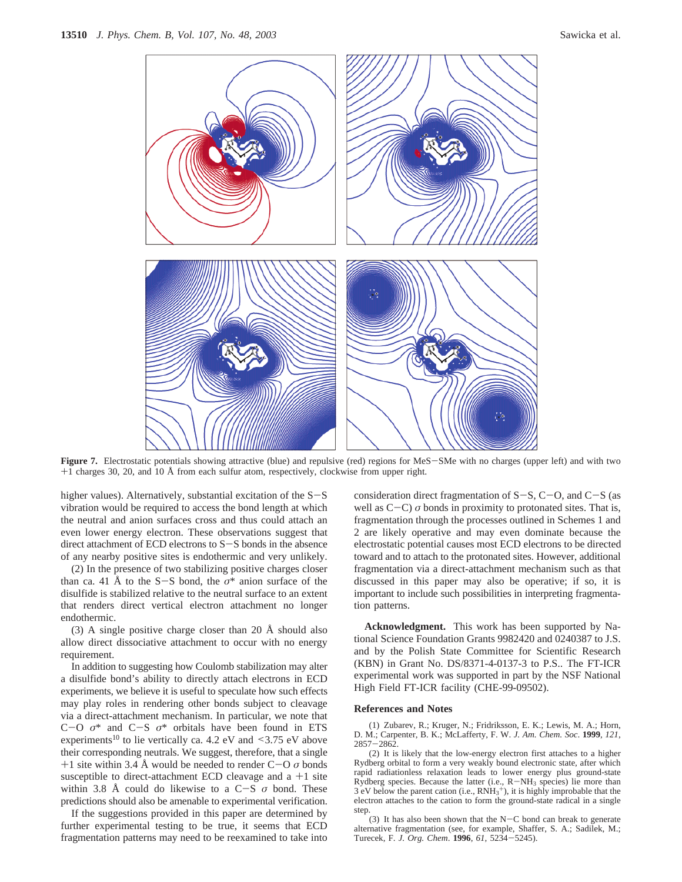**Figure 7.** Electrostatic potentials showing attractive (blue) and repulsive (red) regions for MeS−SMe with no charges (upper left) and with two +1 charges 30, 20, and 10 Å from each sulfur atom, respectively, clockwise from upper right.

higher values). Alternatively, substantial excitation of the S−S vibration would be required to access the bond length at which the neutral and anion surfaces cross and thus could attach an even lower energy electron. These observations suggest that direct attachment of ECD electrons to S−S bonds in the absence of any nearby positive sites is endothermic and very unlikely.

(2) In the presence of two stabilizing positive charges closer than ca. 41 Å to the S−S bond, the $\sigma^*$ anion surface of the disulfide is stabilized relative to the neutral surface to an extent that renders direct vertical electron attachment no longer endothermic.

(3) A single positive charge closer than 20 Å should also allow direct dissociative attachment to occur with no energy requirement.

In addition to suggesting how Coulomb stabilization may alter a disulfide bond's ability to directly attach electrons in ECD experiments, we believe it is useful to speculate how such effects may play roles in rendering other bonds subject to cleavage via a direct-attachment mechanism. In particular, we note that C−O $\sigma^*$ and C−S $\sigma^*$ orbitals have been found in ETS experiments[10] to lie vertically ca. 4.2 eV and <3.75 eV above their corresponding neutrals. We suggest, therefore, that a single +1 site within 3.4 Å would be needed to render C−O $\sigma$ bonds susceptible to direct-attachment ECD cleavage and a +1 site within 3.8 Å could do likewise to a C−S $\sigma$ bond. These predictions should also be amenable to experimental verification.

If the suggestions provided in this paper are determined by further experimental testing to be true, it seems that ECD fragmentation patterns may need to be reexamined to take into consideration direct fragmentation of S−S, C−O, and C−S (as well as C−C) $\sigma$ bonds in proximity to protonated sites. That is, fragmentation through the processes outlined in Schemes 1 and 2 are likely operative and may even dominate because the electrostatic potential causes most ECD electrons to be directed toward and to attach to the protonated sites. However, additional fragmentation via a direct-attachment mechanism such as that discussed in this paper may also be operative; if so, it is important to include such possibilities in interpreting fragmentation patterns.

**Acknowledgment.** This work has been supported by National Science Foundation Grants 9982420 and 0240387 to J.S. and by the Polish State Committee for Scientific Research (KBN) in Grant No. DS/8371-4-0137-3 to P.S.. The FT-ICR experimental work was supported in part by the NSF National High Field FT-ICR facility (CHE-99-09502).

## References and Notes

(1) Zubarev, R.; Kruger, N.; Fridriksson, E. K.; Lewis, M. A.; Horn, D. M.; Carpenter, B. K.; McLafferty, F. W. *J. Am. Chem. Soc.* **1999**, *121*, 2857−2862.

(2) It is likely that the low-energy electron first attaches to a higher Rydberg orbital to form a very weakly bound electronic state, after which rapid radiationless relaxation leads to lower energy plus ground-state Rydberg species. Because the latter (i.e., $R{-}NH_3$ species) lie more than 3 eV below the parent cation (i.e., $RNH_3^+$), it is highly improbable that the electron attaches to the cation to form the ground-state radical in a single step.

(3) It has also been shown that the N−C bond can break to generate alternative fragmentation (see, for example, Shaffer, S. A.; Sadilek, M.; Turecek, F. *J. Org. Chem.* **1996**, *61*, 5234−5245).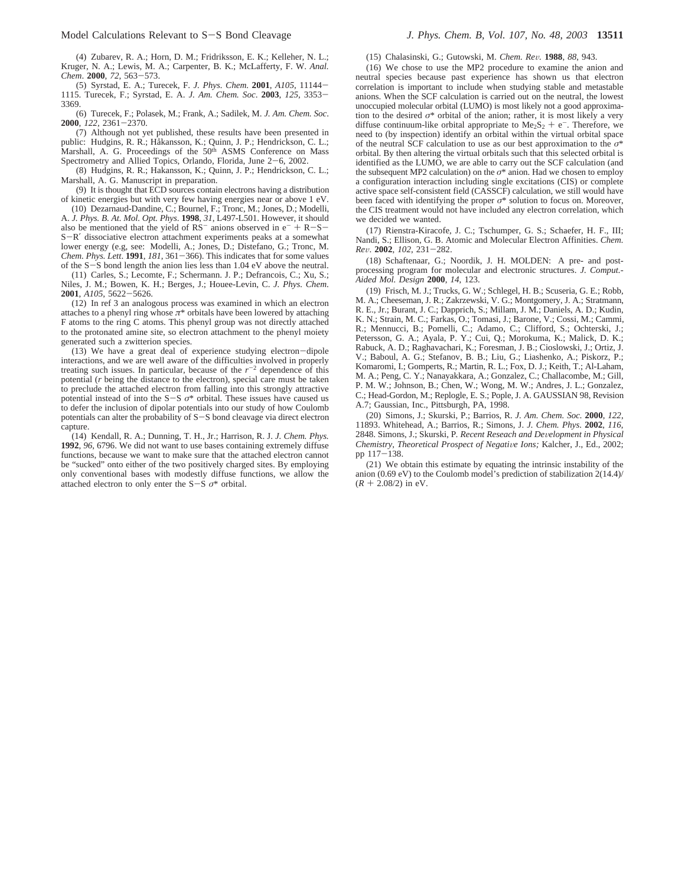(4) Zubarev, R. A.; Horn, D. M.; Fridriksson, E. K.; Kelleher, N. L.; Kruger, N. A.; Lewis, M. A.; Carpenter, B. K.; McLafferty, F. W. *Anal. Chem*. **2000**, *72*, 563−573.

(5) Syrstad, E. A.; Turecek, F. *J. Phys. Chem.* **2001**, *A105*, 11144−1115. Turecek, F.; Syrstad, E. A. *J. Am. Chem. Soc*. **2003**, *125*, 3353−3369.

(6) Turecek, F.; Polasek, M.; Frank, A.; Sadilek, M. *J. Am. Chem. Soc*. **2000**, *122*, 2361−2370.

(7) Although not yet published, these results have been presented in public: Hudgins, R. R.; Håkansson, K.; Quinn, J. P.; Hendrickson, C. L.; Marshall, A. G. Proceedings of the 50th ASMS Conference on Mass Spectrometry and Allied Topics, Orlando, Florida, June 2−6, 2002.

(8) Hudgins, R. R.; Hakansson, K.; Quinn, J. P.; Hendrickson, C. L.; Marshall, A. G. Manuscript in preparation.

(9) It is thought that ECD sources contain electrons having a distribution of kinetic energies but with very few having energies near or above 1 eV.

(10) Dezarnaud-Dandine, C.; Bournel, F.; Tronc, M.; Jones, D.; Modelli, A. *J. Phys. B. At. Mol. Opt. Phys*. **1998**, *31*, L497-L501. However, it should also be mentioned that the yield of $RS^-$ anions observed in $e^- + R-S-S-R'$ dissociative electron attachment experiments peaks at a somewhat lower energy (e.g, see: Modelli, A.; Jones, D.; Distefano, G.; Tronc, M. *Chem. Phys. Lett*. **1991**, *181*, 361−366). This indicates that for some values of the S−S bond length the anion lies less than 1.04 eV above the neutral.

(11) Carles, S.; Lecomte, F.; Schermann. J. P.; Defrancois, C.; Xu, S.; Niles, J. M.; Bowen, K. H.; Berges, J.; Houee-Levin, C. *J. Phys. Chem*. **2001**, *A105*, 5622−5626.

(12) In ref 3 an analogous process was examined in which an electron attaches to a phenyl ring whose $\pi^*$ orbitals have been lowered by attaching F atoms to the ring C atoms. This phenyl group was not directly attached to the protonated amine site, so electron attachment to the phenyl moiety generated such a zwitterion species.

(13) We have a great deal of experience studying electron−dipole interactions, and we are well aware of the difficulties involved in properly treating such issues. In particular, because of the $r^{-2}$ dependence of this potential ($r$ being the distance to the electron), special care must be taken to preclude the attached electron from falling into this strongly attractive potential instead of into the S−S $\sigma^*$ orbital. These issues have caused us to defer the inclusion of dipolar potentials into our study of how Coulomb potentials can alter the probability of S−S bond cleavage via direct electron capture.

(14) Kendall, R. A.; Dunning, T. H., Jr.; Harrison, R. J. *J. Chem. Phys.* **1992**, *96*, 6796. We did not want to use bases containing extremely diffuse functions, because we want to make sure that the attached electron cannot be "sucked" onto either of the two positively charged sites. By employing only conventional bases with modestly diffuse functions, we allow the attached electron to only enter the S−S $\sigma^*$ orbital.

(15) Chalasinski, G.; Gutowski, M. *Chem. Rev.* **1988**, *88*, 943.

(16) We chose to use the MP2 procedure to examine the anion and neutral species because past experience has shown us that electron correlation is important to include when studying stable and metastable anions. When the SCF calculation is carried out on the neutral, the lowest unoccupied molecular orbital (LUMO) is most likely not a good approximation to the desired $\sigma^*$ orbital of the anion; rather, it is most likely a very diffuse continuum-like orbital appropriate to $Me_2S_2 + e^-$. Therefore, we need to (by inspection) identify an orbital within the virtual orbital space of the neutral SCF calculation to use as our best approximation to the $\sigma^*$ orbital. By then altering the virtual orbitals such that this selected orbital is identified as the LUMO, we are able to carry out the SCF calculation (and the subsequent MP2 calculation) on the $\sigma^*$ anion. Had we chosen to employ a configuration interaction including single excitations (CIS) or complete active space self-consistent field (CASSCF) calculation, we still would have been faced with identifying the proper $\sigma^*$ solution to focus on. Moreover, the CIS treatment would not have included any electron correlation, which we decided we wanted.

(17) Rienstra-Kiracofe, J. C.; Tschumper, G. S.; Schaefer, H. F., III; Nandi, S.; Ellison, G. B. Atomic and Molecular Electron Affinities. *Chem. Rev.* **2002**, *102*, 231−282.

(18) Schaftenaar, G.; Noordik, J. H. MOLDEN: A pre- and post-processing program for molecular and electronic structures. *J. Comput.-Aided Mol. Design* **2000**, *14*, 123.

(19) Frisch, M. J.; Trucks, G. W.; Schlegel, H. B.; Scuseria, G. E.; Robb, M. A.; Cheeseman, J. R.; Zakrzewski, V. G.; Montgomery, J. A.; Stratmann, R. E., Jr.; Burant, J. C.; Dapprich, S.; Millam, J. M.; Daniels, A. D.; Kudin, K. N.; Strain, M. C.; Farkas, O.; Tomasi, J.; Barone, V.; Cossi, M.; Cammi, R.; Mennucci, B.; Pomelli, C.; Adamo, C.; Clifford, S.; Ochterski, J.; Petersson, G. A.; Ayala, P. Y.; Cui, Q.; Morokuma, K.; Malick, D. K.; Rabuck, A. D.; Raghavachari, K.; Foresman, J. B.; Cioslowski, J.; Ortiz, J. V.; Baboul, A. G.; Stefanov, B. B.; Liu, G.; Liashenko, A.; Piskorz, P.; Komaromi, I.; Gomperts, R.; Martin, R. L.; Fox, D. J.; Keith, T.; Al-Laham, M. A.; Peng, C. Y.; Nanayakkara, A.; Gonzalez, C.; Challacombe, M.; Gill, P. M. W.; Johnson, B.; Chen, W.; Wong, M. W.; Andres, J. L.; Gonzalez, C.; Head-Gordon, M.; Replogle, E. S.; Pople, J. A. GAUSSIAN 98, Revision A.7; Gaussian, Inc., Pittsburgh, PA, 1998.

(20) Simons, J.; Skurski, P.; Barrios, R. *J. Am. Chem. Soc.* **2000**, *122*, 11893. Whitehead, A.; Barrios, R.; Simons, J. *J. Chem. Phys*. **2002**, *116*, 2848. Simons, J.; Skurski, P. *Recent Reseach and Development in Physical Chemistry, Theoretical Prospect of Negative Ions;* Kalcher, J., Ed., 2002; pp 117−138.

(21) We obtain this estimate by equating the intrinsic instability of the anion (0.69 eV) to the Coulomb model's prediction of stabilization $2(14.4)/(R + 2.08/2)$ in eV.